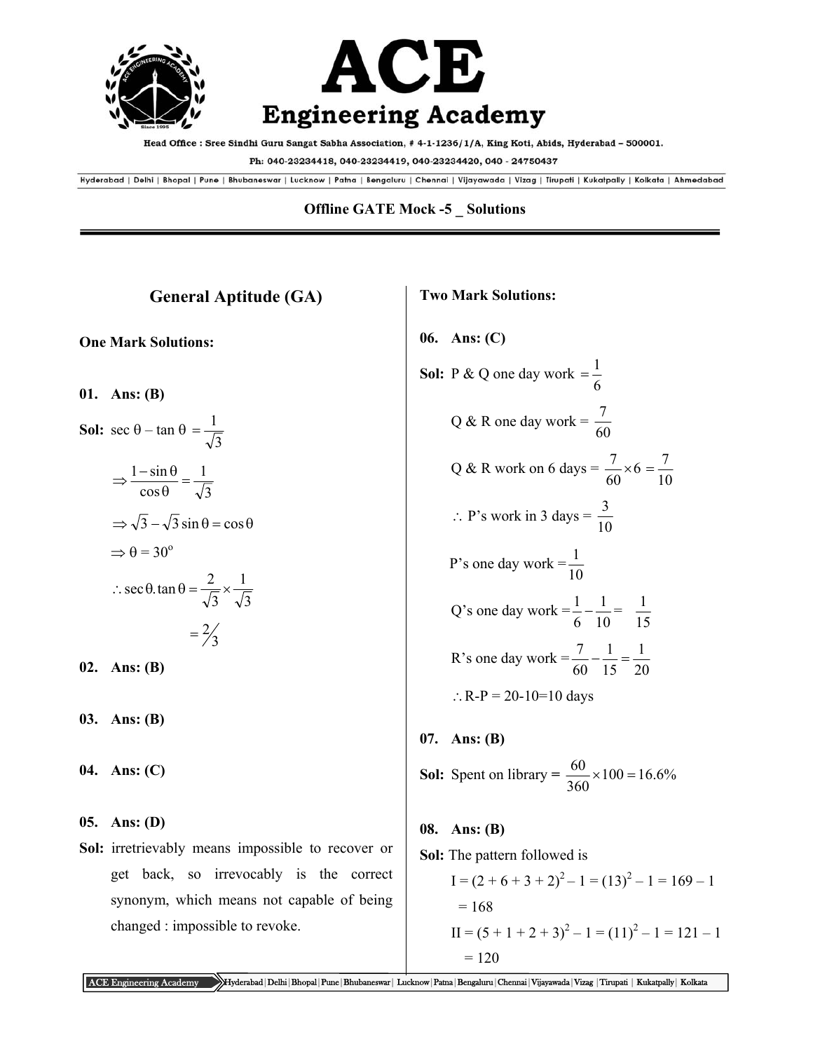**Offline GATE Mock -5 _ Solutions**

## General Aptitude (GA)

**One Mark Solutions:**

**01. Ans: (B)**

**Sol:** $\sec\theta - \tan\theta = \frac{1}{\sqrt{3}}$

$$\Rightarrow \frac{1-\sin\theta}{\cos\theta} = \frac{1}{\sqrt{3}}$$

$$\Rightarrow \sqrt{3} - \sqrt{3}\sin\theta = \cos\theta$$

$$\Rightarrow \theta = 30^{o}$$

$$\therefore \sec\theta.\tan\theta = \frac{2}{\sqrt{3}} \times \frac{1}{\sqrt{3}}$$

$$= 2/3$$

**02. Ans: (B)**

**03. Ans: (B)**

**04. Ans: (C)**

**05. Ans: (D)**

**Sol:** irretrievably means impossible to recover or get back, so irrevocably is the correct synonym, which means not capable of being changed : impossible to revoke.

**Two Mark Solutions:**

**06. Ans: (C)**

**Sol:** P & Q one day work $= \frac{1}{6}$

Q & R one day work = $\frac{7}{60}$

Q & R work on 6 days = $\frac{7}{60} \times 6 = \frac{7}{10}$

$\therefore$ P's work in 3 days = $\frac{3}{10}$

P's one day work = $\frac{1}{10}$

Q's one day work = $\frac{1}{6} - \frac{1}{10} = \frac{1}{15}$

R's one day work = $\frac{7}{60} - \frac{1}{15} = \frac{1}{20}$

$\therefore$ R-P = 20-10=10 days

**07. Ans: (B)**

**Sol:** Spent on library = $\frac{60}{360} \times 100 = 16.6\%$

**08. Ans: (B)**

**Sol:** The pattern followed is

I = $(2 + 6 + 3 + 2)^2 - 1 = (13)^2 - 1 = 169 - 1 = 168$

II = $(5 + 1 + 2 + 3)^2 - 1 = (11)^2 - 1 = 121 - 1 = 120$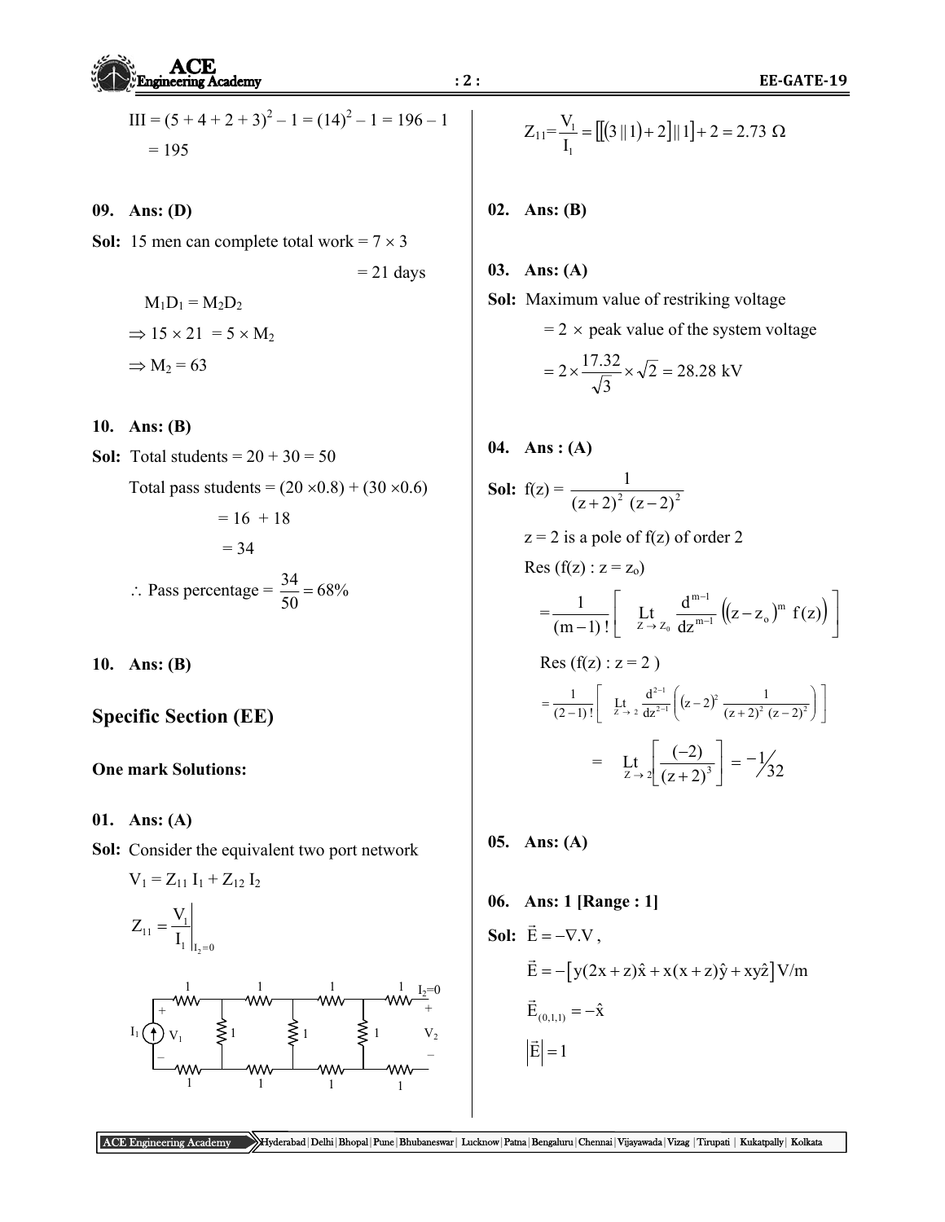III = $(5 + 4 + 2 + 3)^2 - 1 = (14)^2 - 1 = 196 - 1$

$= 195$

**09. Ans: (D)**

**Sol:** 15 men can complete total work = $7 \times 3$

$= 21$ days

$M_1D_1 = M_2D_2$

$\Rightarrow 15 \times 21 = 5 \times M_2$

$\Rightarrow M_2 = 63$

**10. Ans: (B)**

**Sol:** Total students = 20 + 30 = 50

Total pass students = $(20 \times 0.8) + (30 \times 0.6)$

$= 16 + 18$

$= 34$

$\therefore$ Pass percentage = $\frac{34}{50} = 68\%$

**10. Ans: (B)**

## Specific Section (EE)

### One mark Solutions:

**01. Ans: (A)**

**Sol:** Consider the equivalent two port network

$V_1 = Z_{11} I_1 + Z_{12} I_2$

$$Z_{11} = \left.\frac{V_1}{I_1}\right|_{I_2=0}$$

1 1 1 1 $I_2$=0

+ +

$I_1$ $V_1$ 1 1 1 $V_2$

– –

1 1 1 1

$$Z_{11} = \frac{V_1}{I_1} = [[(3 \| 1) + 2] \| 1] + 2 = 2.73\ \Omega$$

**02. Ans: (B)**

**03. Ans: (A)**

**Sol:** Maximum value of restriking voltage

= 2 × peak value of the system voltage

$$= 2 \times \frac{17.32}{\sqrt{3}} \times \sqrt{2} = 28.28 \text{ kV}$$

**04. Ans : (A)**

**Sol:** $f(z) = \frac{1}{(z+2)^2\ (z-2)^2}$

z = 2 is a pole of f(z) of order 2

Res (f(z) : z = $z_o$)

$$= \frac{1}{(m-1)!}\left[\ \underset{Z \to Z_0}{\text{Lt}}\ \frac{d^{m-1}}{dz^{m-1}}\left((z - z_o)^m\ f(z)\right)\right]$$

Res (f(z) : z = 2 )

$$= \frac{1}{(2-1)!}\left[\ \underset{Z \to 2}{\text{Lt}}\ \frac{d^{2-1}}{dz^{2-1}}\left((z-2)^2\ \frac{1}{(z+2)^2\ (z-2)^2}\right)\right]$$

$$= \underset{Z \to 2}{\text{Lt}}\left[\frac{(-2)}{(z+2)^3}\right] = -1/32$$

**05. Ans: (A)**

**06. Ans: 1 [Range : 1]**

**Sol:** $\vec{E} = -\nabla.V$ ,

$$\vec{E} = -\left[y(2x+z)\hat{x} + x(x+z)\hat{y} + xy\hat{z}\right] \text{V/m}$$

$$\vec{E}_{(0,1,1)} = -\hat{x}$$

$$\left|\vec{E}\right| = 1$$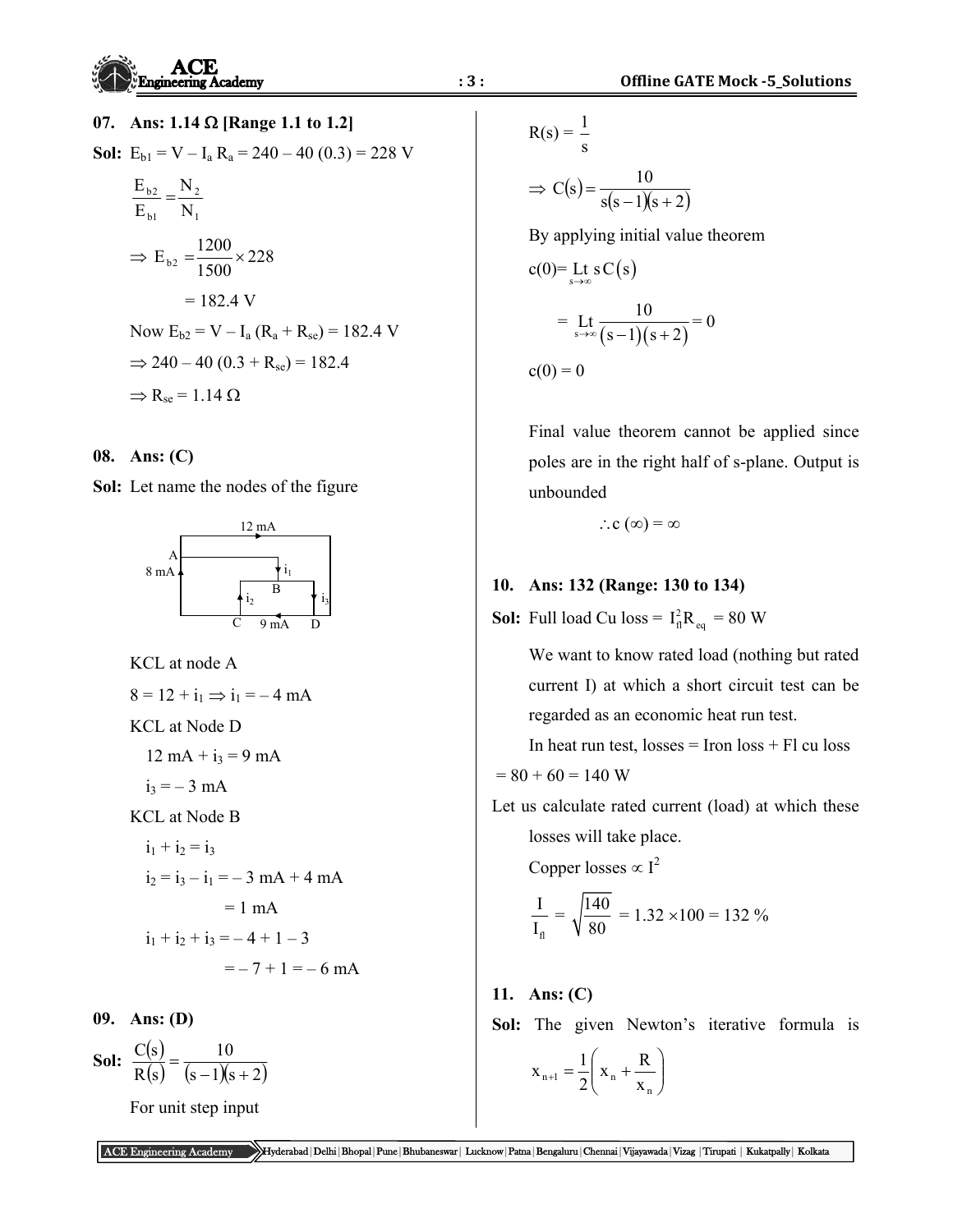**07. Ans: 1.14 Ω [Range 1.1 to 1.2]**

**Sol:** $E_{b1} = V - I_a R_a = 240 - 40\,(0.3) = 228$ V

$$\frac{E_{b2}}{E_{b1}} = \frac{N_2}{N_1}$$

$$\Rightarrow E_{b2} = \frac{1200}{1500} \times 228$$

$= 182.4$ V

Now $E_{b2} = V - I_a\,(R_a + R_{se}) = 182.4$ V

$\Rightarrow 240 - 40\,(0.3 + R_{se}) = 182.4$

$\Rightarrow R_{se} = 1.14\ \Omega$

**08. Ans: (C)**

**Sol:** Let name the nodes of the figure

12 mA
A
8 mA
$i_1$
B
$i_2$
$i_3$
C 9 mA D

KCL at node A

$8 = 12 + i_1 \Rightarrow i_1 = -4$ mA

KCL at Node D

$12\text{ mA} + i_3 = 9\text{ mA}$

$i_3 = -3$ mA

KCL at Node B

$i_1 + i_2 = i_3$

$i_2 = i_3 - i_1 = -3\text{ mA} + 4\text{ mA}$

$= 1$ mA

$i_1 + i_2 + i_3 = -4 + 1 - 3$

$= -7 + 1 = -6$ mA

**09. Ans: (D)**

**Sol:** $$\frac{C(s)}{R(s)} = \frac{10}{(s-1)(s+2)}$$

For unit step input

$$R(s) = \frac{1}{s}$$

$$\Rightarrow C(s) = \frac{10}{s(s-1)(s+2)}$$

By applying initial value theorem

$$c(0) = \underset{s\to\infty}{\text{Lt}}\ s\,C(s)$$

$$= \underset{s\to\infty}{\text{Lt}}\ \frac{10}{(s-1)(s+2)} = 0$$

$c(0) = 0$

Final value theorem cannot be applied since poles are in the right half of s-plane. Output is unbounded

$\therefore c(\infty) = \infty$

**10. Ans: 132 (Range: 130 to 134)**

**Sol:** Full load Cu loss = $I_{fl}^2 R_{eq} = 80$ W

We want to know rated load (nothing but rated current I) at which a short circuit test can be regarded as an economic heat run test.

In heat run test, losses = Iron loss + Fl cu loss

$= 80 + 60 = 140$ W

Let us calculate rated current (load) at which these losses will take place.

Copper losses $\propto I^2$

$$\frac{I}{I_{fl}} = \sqrt{\frac{140}{80}} = 1.32 \times 100 = 132\ \%$$

**11. Ans: (C)**

**Sol:** The given Newton's iterative formula is

$$x_{n+1} = \frac{1}{2}\left(x_n + \frac{R}{x_n}\right)$$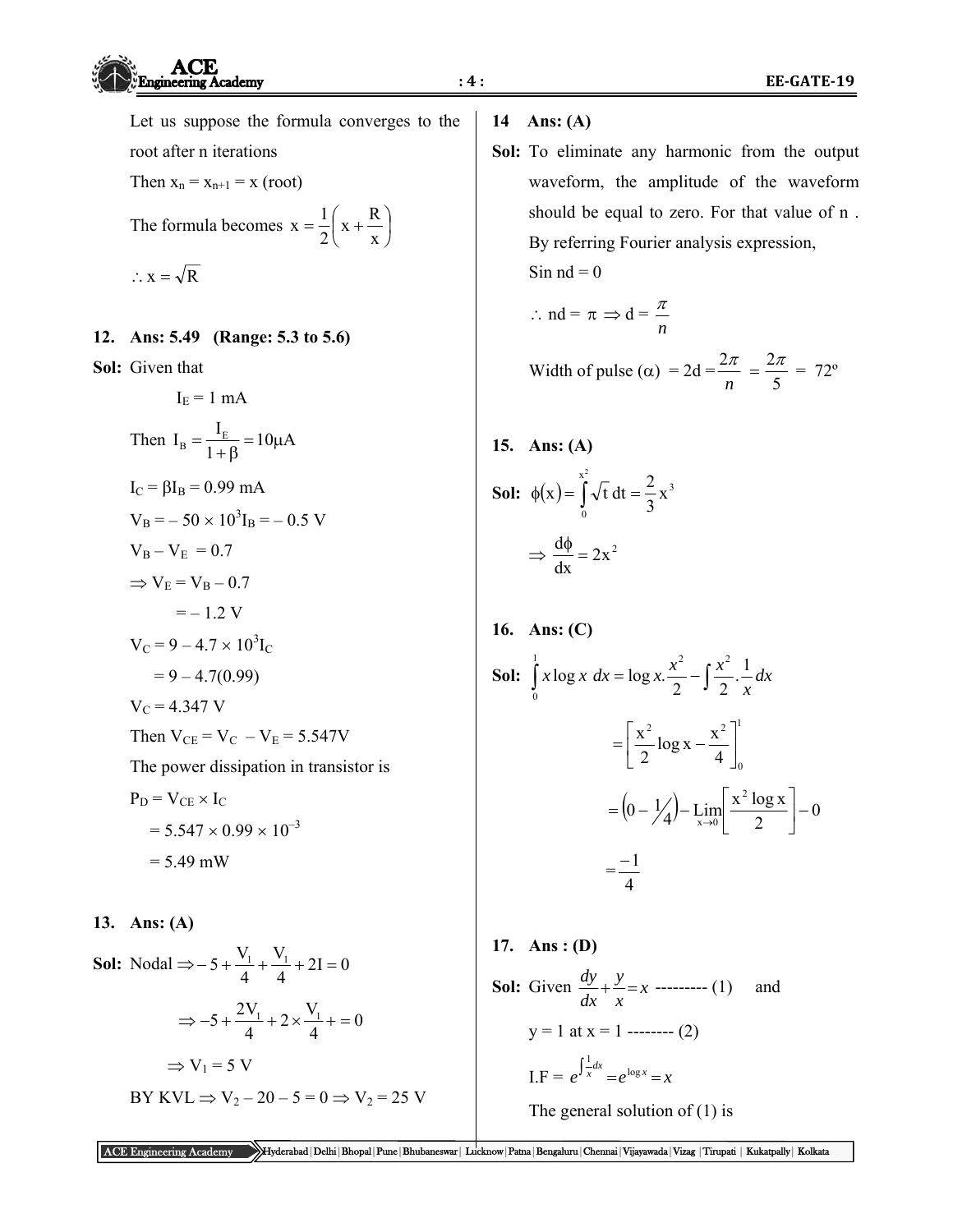Let us suppose the formula converges to the root after n iterations

Then $x_n = x_{n+1} = x$ (root)

The formula becomes $x = \frac{1}{2}\left(x + \frac{R}{x}\right)$

$\therefore x = \sqrt{R}$

**12. Ans: 5.49 (Range: 5.3 to 5.6)**

**Sol:** Given that

$I_E = 1$ mA

Then $I_B = \frac{I_E}{1+\beta} = 10\mu A$

$I_C = \beta I_B = 0.99$ mA

$V_B = -50 \times 10^3 I_B = -0.5$ V

$V_B - V_E = 0.7$

$\Rightarrow V_E = V_B - 0.7$

$= -1.2$ V

$V_C = 9 - 4.7 \times 10^3 I_C$

$= 9 - 4.7(0.99)$

$V_C = 4.347$ V

Then $V_{CE} = V_C - V_E = 5.547$V

The power dissipation in transistor is

$P_D = V_{CE} \times I_C$

$= 5.547 \times 0.99 \times 10^{-3}$

$= 5.49$ mW

**13. Ans: (A)**

**Sol:** Nodal $\Rightarrow -5 + \frac{V_1}{4} + \frac{V_1}{4} + 2I = 0$

$\Rightarrow -5 + \frac{2V_1}{4} + 2 \times \frac{V_1}{4} + = 0$

$\Rightarrow V_1 = 5$ V

BY KVL $\Rightarrow V_2 - 20 - 5 = 0 \Rightarrow V_2 = 25$ V

**14 Ans: (A)**

**Sol:** To eliminate any harmonic from the output waveform, the amplitude of the waveform should be equal to zero. For that value of n . By referring Fourier analysis expression,

Sin nd = 0

$\therefore$ nd = $\pi \Rightarrow d = \frac{\pi}{n}$

Width of pulse ($\alpha$) $= 2d = \frac{2\pi}{n} = \frac{2\pi}{5} = 72^o$

**15. Ans: (A)**

**Sol:** $\phi(x) = \int_0^{x^2} \sqrt{t}\, dt = \frac{2}{3}x^3$

$\Rightarrow \frac{d\phi}{dx} = 2x^2$

**16. Ans: (C)**

**Sol:** $\int_0^1 x \log x \, dx = \log x . \frac{x^2}{2} - \int \frac{x^2}{2} . \frac{1}{x} dx$

$$= \left[\frac{x^2}{2}\log x - \frac{x^2}{4}\right]_0^1$$

$$= \left(0 - \tfrac{1}{4}\right) - \lim_{x\to 0}\left[\frac{x^2 \log x}{2}\right] - 0$$

$$= \frac{-1}{4}$$

**17. Ans : (D)**

**Sol:** Given $\frac{dy}{dx} + \frac{y}{x} = x$ --------- (1) and

y = 1 at x = 1 -------- (2)

I.F = $e^{\int \frac{1}{x} dx} = e^{\log x} = x$

The general solution of (1) is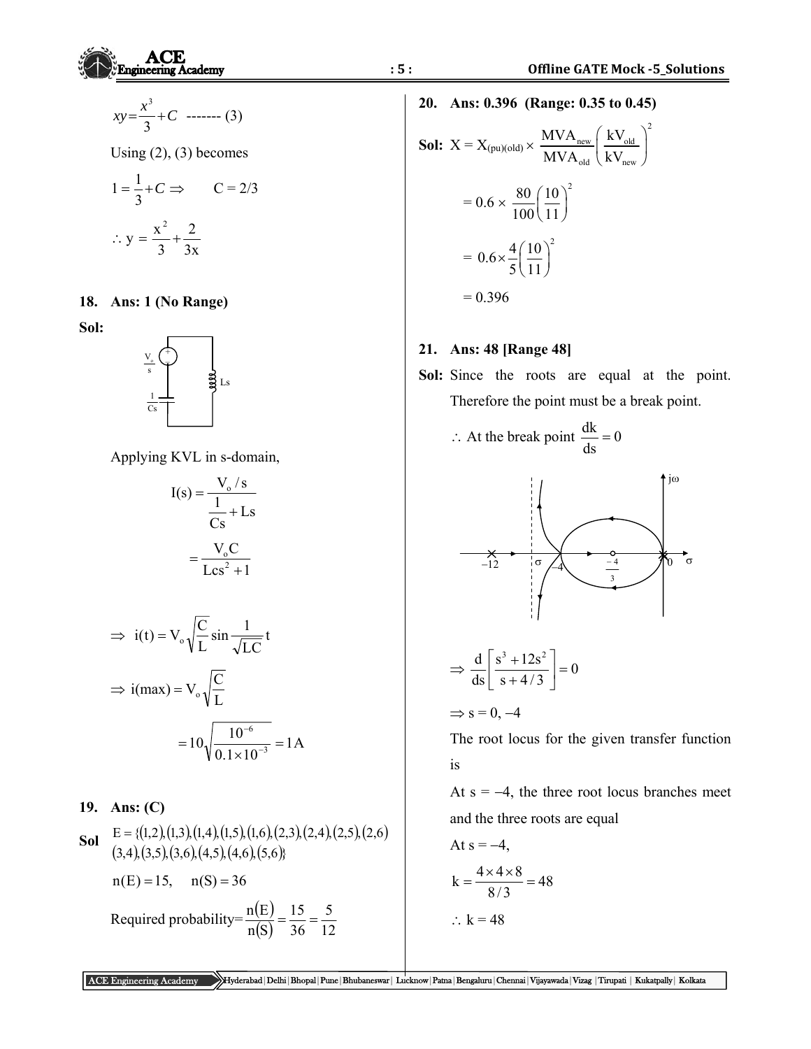$$xy = \frac{x^3}{3} + C \text{ ------- (3)}$$

Using (2), (3) becomes

$$1 = \frac{1}{3} + C \Rightarrow \quad C = 2/3$$

$$\therefore y = \frac{x^2}{3} + \frac{2}{3x}$$

**18. Ans: 1 (No Range)**

**Sol:**

$\frac{V_o}{s}$

Ls

$\frac{1}{Cs}$

Applying KVL in s-domain,

$$I(s) = \frac{V_o/s}{\frac{1}{Cs} + Ls}$$

$$= \frac{V_o C}{Lcs^2 + 1}$$

$$\Rightarrow \; i(t) = V_o\sqrt{\frac{C}{L}} \sin\frac{1}{\sqrt{LC}} t$$

$$\Rightarrow i(\max) = V_o\sqrt{\frac{C}{L}}$$

$$= 10\sqrt{\frac{10^{-6}}{0.1\times10^{-3}}} = 1\text{A}$$

**19. Ans: (C)**

**Sol** $E = \{(1,2),(1,3),(1,4),(1,5),(1,6),(2,3),(2,4),(2,5),(2,6)$ $(3,4),(3,5),(3,6),(4,5),(4,6),(5,6)\}$

$n(E) = 15, \quad n(S) = 36$

Required probability $= \frac{n(E)}{n(S)} = \frac{15}{36} = \frac{5}{12}$

**20. Ans: 0.396 (Range: 0.35 to 0.45)**

**Sol:** $X = X_{(pu)(old)} \times \frac{\text{MVA}_{new}}{\text{MVA}_{old}}\left(\frac{\text{kV}_{old}}{\text{kV}_{new}}\right)^2$

$$= 0.6 \times \frac{80}{100}\left(\frac{10}{11}\right)^2$$

$$= 0.6 \times \frac{4}{5}\left(\frac{10}{11}\right)^2$$

$$= 0.396$$

**21. Ans: 48 [Range 48]**

**Sol:** Since the roots are equal at the point. Therefore the point must be a break point.

$\therefore$ At the break point $\frac{dk}{ds} = 0$

jω

–12 σ –4 $-\frac{4}{3}$ 0 σ

$$\Rightarrow \frac{d}{ds}\left[\frac{s^3 + 12s^2}{s + 4/3}\right] = 0$$

$\Rightarrow s = 0, -4$

The root locus for the given transfer function is

At s = –4, the three root locus branches meet and the three roots are equal

At s = –4,

$$k = \frac{4\times4\times8}{8/3} = 48$$

$\therefore$ k = 48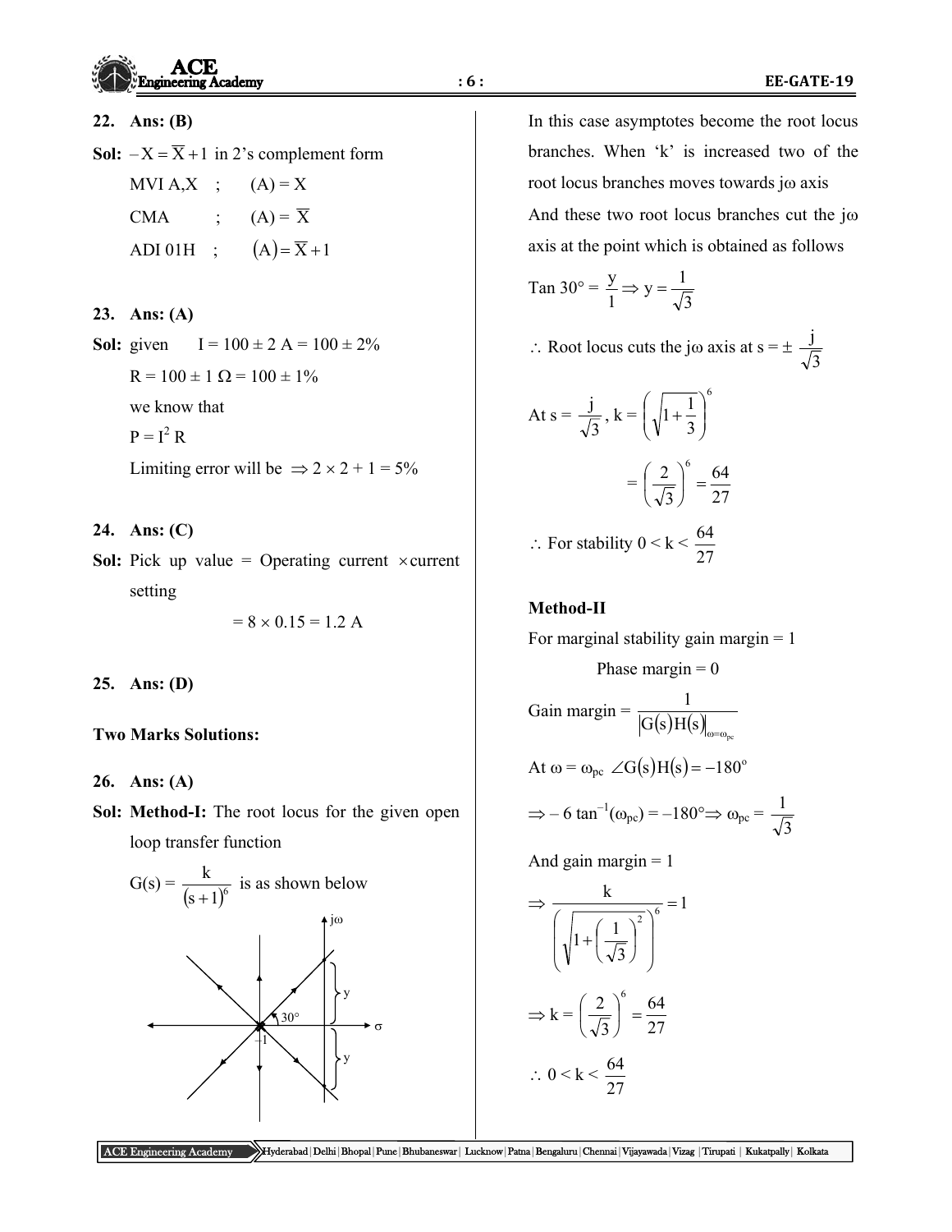**22. Ans: (B)**

**Sol:** $-X = \overline{X} + 1$ in 2's complement form

MVI A,X ; (A) = X

CMA ; (A) = $\overline{X}$

ADI 01H ; $(A) = \overline{X} + 1$

**23. Ans: (A)**

**Sol:** given I = 100 ± 2 A = 100 ± 2%

R = 100 ± 1 Ω = 100 ± 1%

we know that

$P = I^2 R$

Limiting error will be $\Rightarrow 2 \times 2 + 1 = 5\%$

**24. Ans: (C)**

**Sol:** Pick up value = Operating current × current setting

$= 8 \times 0.15 = 1.2$ A

**25. Ans: (D)**

**Two Marks Solutions:**

**26. Ans: (A)**

**Sol: Method-I:** The root locus for the given open loop transfer function

$G(s) = \dfrac{k}{(s+1)^6}$ is as shown below

jω

y

30°

σ

–1

y

In this case asymptotes become the root locus branches. When 'k' is increased two of the root locus branches moves towards jω axis

And these two root locus branches cut the jω axis at the point which is obtained as follows

$$\text{Tan } 30° = \frac{y}{1} \Rightarrow y = \frac{1}{\sqrt{3}}$$

∴ Root locus cuts the jω axis at $s = \pm \dfrac{j}{\sqrt{3}}$

$$\text{At } s = \frac{j}{\sqrt{3}},\ k = \left(\sqrt{1+\frac{1}{3}}\right)^6$$

$$= \left(\frac{2}{\sqrt{3}}\right)^6 = \frac{64}{27}$$

∴ For stability $0 < k < \dfrac{64}{27}$

**Method-II**

For marginal stability gain margin = 1

Phase margin = 0

$$\text{Gain margin} = \frac{1}{|G(s)H(s)|_{\omega=\omega_{pc}}}$$

At $\omega = \omega_{pc}$ $\angle G(s)H(s) = -180°$

$$\Rightarrow -6\tan^{-1}(\omega_{pc}) = -180° \Rightarrow \omega_{pc} = \frac{1}{\sqrt{3}}$$

And gain margin = 1

$$\Rightarrow \frac{k}{\left(\sqrt{1+\left(\frac{1}{\sqrt{3}}\right)^2}\right)^6} = 1$$

$$\Rightarrow k = \left(\frac{2}{\sqrt{3}}\right)^6 = \frac{64}{27}$$

$$\therefore 0 < k < \frac{64}{27}$$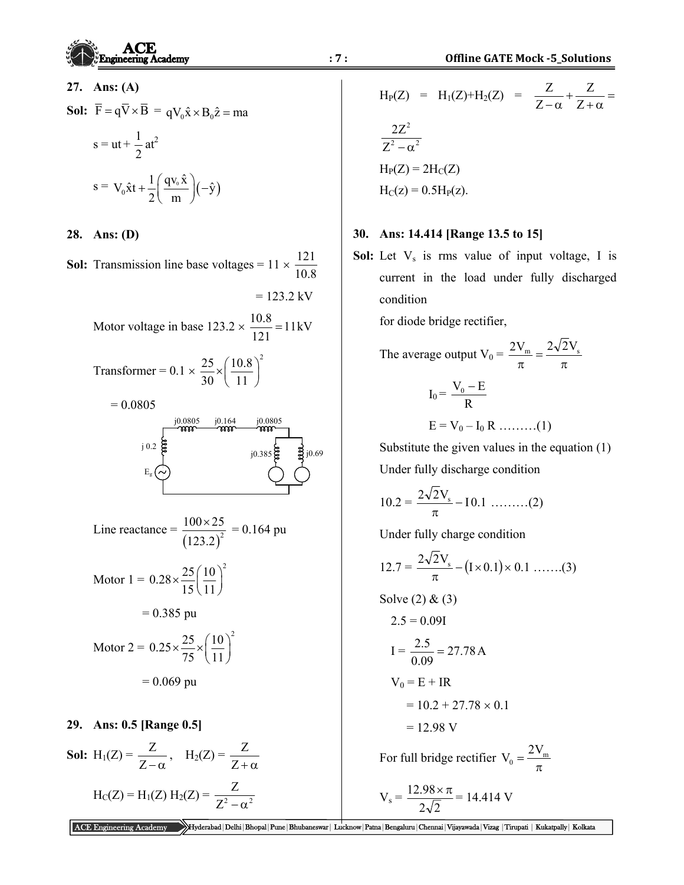**27. Ans: (A)**

**Sol:** $\bar{F} = q\bar{V} \times \bar{B}$ = $qV_0\hat{x} \times B_0\hat{z} = ma$

$s = ut + \frac{1}{2}at^2$

$s = V_0\hat{x}t + \frac{1}{2}\left(\frac{qv_0\hat{x}}{m}\right)(-\hat{y})$

**28. Ans: (D)**

**Sol:** Transmission line base voltages = $11 \times \frac{121}{10.8}$

= 123.2 kV

Motor voltage in base $123.2 \times \frac{10.8}{121} = 11\text{kV}$

Transformer = $0.1 \times \frac{25}{30} \times \left(\frac{10.8}{11}\right)^2$

= 0.0805

j0.0805 j0.164 j0.0805
j 0.2
j0.385 j0.69
$E_g$

Line reactance = $\frac{100 \times 25}{(123.2)^2}$ = 0.164 pu

Motor 1 = $0.28 \times \frac{25}{15}\left(\frac{10}{11}\right)^2$

= 0.385 pu

Motor 2 = $0.25 \times \frac{25}{75} \times \left(\frac{10}{11}\right)^2$

= 0.069 pu

**29. Ans: 0.5 [Range 0.5]**

**Sol:** $H_1(Z) = \frac{Z}{Z-\alpha}$, $H_2(Z) = \frac{Z}{Z+\alpha}$

$H_C(Z) = H_1(Z)\,H_2(Z) = \frac{Z}{Z^2-\alpha^2}$

$H_P(Z) = H_1(Z)+H_2(Z) = \frac{Z}{Z-\alpha} + \frac{Z}{Z+\alpha} =$

$\frac{2Z^2}{Z^2-\alpha^2}$

$H_P(Z) = 2H_C(Z)$

$H_C(z) = 0.5H_P(z)$.

**30. Ans: 14.414 [Range 13.5 to 15]**

**Sol:** Let $V_s$ is rms value of input voltage, I is current in the load under fully discharged condition

for diode bridge rectifier,

The average output $V_0 = \frac{2V_m}{\pi} = \frac{2\sqrt{2}V_s}{\pi}$

$I_0 = \frac{V_0 - E}{R}$

$E = V_0 - I_0 R$ ………(1)

Substitute the given values in the equation (1)

Under fully discharge condition

$10.2 = \frac{2\sqrt{2}V_s}{\pi} - I0.1$ ………(2)

Under fully charge condition

$12.7 = \frac{2\sqrt{2}V_s}{\pi} - (I \times 0.1) \times 0.1$ …….(3)

Solve (2) & (3)

2.5 = 0.09I

$I = \frac{2.5}{0.09} = 27.78\,\text{A}$

$V_0 = E + IR$

= 10.2 + 27.78 × 0.1

= 12.98 V

For full bridge rectifier $V_0 = \frac{2V_m}{\pi}$

$V_s = \frac{12.98 \times \pi}{2\sqrt{2}}$ = 14.414 V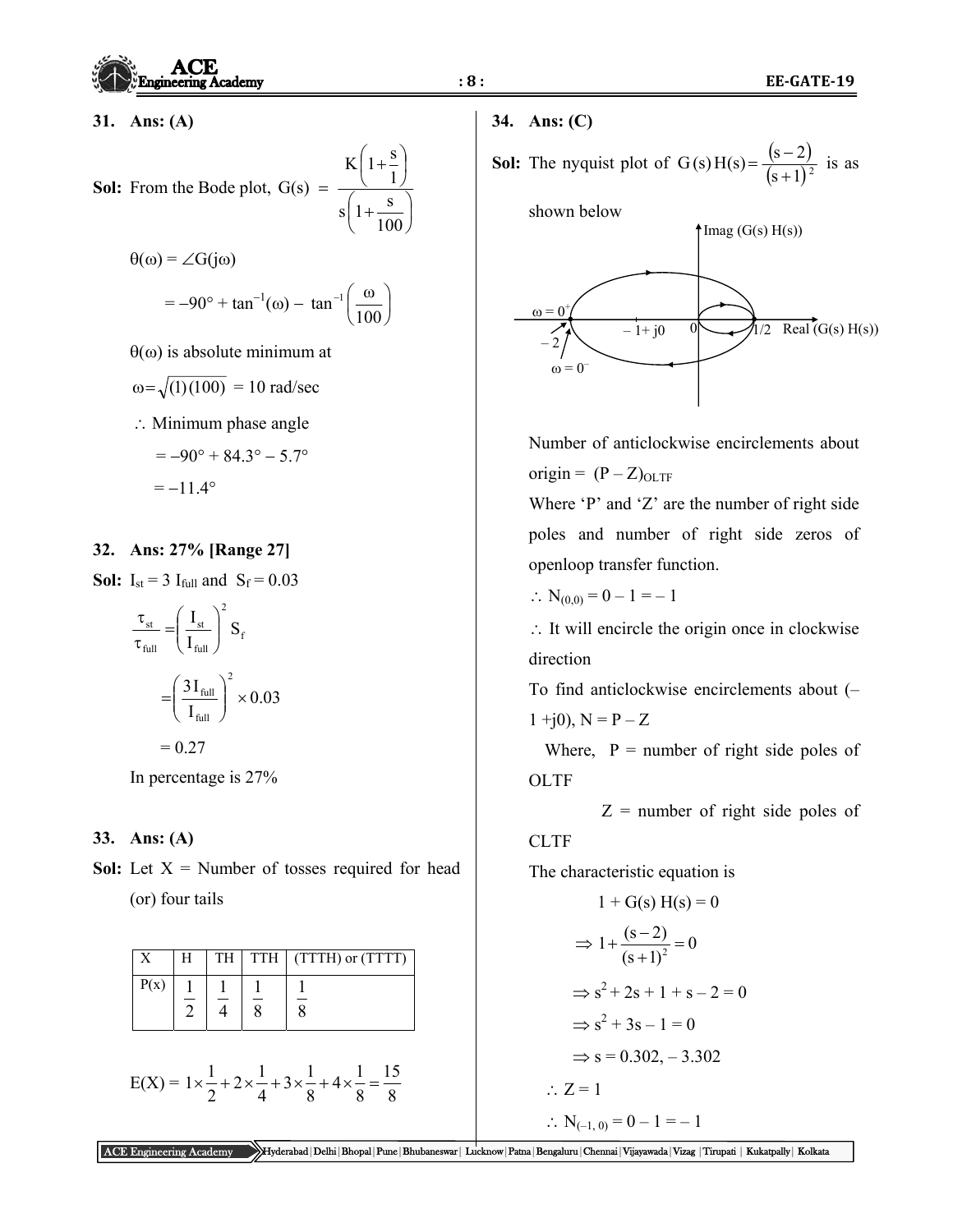**31. Ans: (A)**

**Sol:** From the Bode plot, $G(s) = \dfrac{K\left(1+\dfrac{s}{1}\right)}{s\left(1+\dfrac{s}{100}\right)}$

$\theta(\omega) = \angle G(j\omega)$

$= -90° + \tan^{-1}(\omega) - \tan^{-1}\left(\dfrac{\omega}{100}\right)$

$\theta(\omega)$ is absolute minimum at

$\omega = \sqrt{(1)(100)} = 10$ rad/sec

$\therefore$ Minimum phase angle

$= -90° + 84.3° - 5.7°$

$= -11.4°$

**32. Ans: 27% [Range 27]**

**Sol:** $I_{st} = 3\, I_{full}$ and $S_f = 0.03$

$$\frac{\tau_{st}}{\tau_{full}} = \left(\frac{I_{st}}{I_{full}}\right)^2 S_f$$

$$= \left(\frac{3I_{full}}{I_{full}}\right)^2 \times 0.03$$

$= 0.27$

In percentage is 27%

**33. Ans: (A)**

**Sol:** Let X = Number of tosses required for head (or) four tails

| X | H | TH | TTH | (TTTH) or (TTTT) |
|---|---|---|---|---|
| P(x) | $\frac{1}{2}$ | $\frac{1}{4}$ | $\frac{1}{8}$ | $\frac{1}{8}$ |

$$E(X) = 1\times\frac{1}{2} + 2\times\frac{1}{4} + 3\times\frac{1}{8} + 4\times\frac{1}{8} = \frac{15}{8}$$

**34. Ans: (C)**

**Sol:** The nyquist plot of $G(s)H(s) = \dfrac{(s-2)}{(s+1)^2}$ is as shown below

Imag (G(s) H(s))

$\omega = 0^+$

$-2$

$\omega = 0^-$

$-1+j0$

0

1/2

Real (G(s) H(s))

Number of anticlockwise encirclements about origin = $(P - Z)_{OLTF}$

Where 'P' and 'Z' are the number of right side poles and number of right side zeros of openloop transfer function.

$\therefore N_{(0,0)} = 0 - 1 = -1$

$\therefore$ It will encircle the origin once in clockwise direction

To find anticlockwise encirclements about $(-1 + j0)$, $N = P - Z$

Where, P = number of right side poles of OLTF

Z = number of right side poles of CLTF

The characteristic equation is

$1 + G(s)\, H(s) = 0$

$$\Rightarrow 1 + \frac{(s-2)}{(s+1)^2} = 0$$

$\Rightarrow s^2 + 2s + 1 + s - 2 = 0$

$\Rightarrow s^2 + 3s - 1 = 0$

$\Rightarrow s = 0.302, -3.302$

$\therefore Z = 1$

$\therefore N_{(-1,\,0)} = 0 - 1 = -1$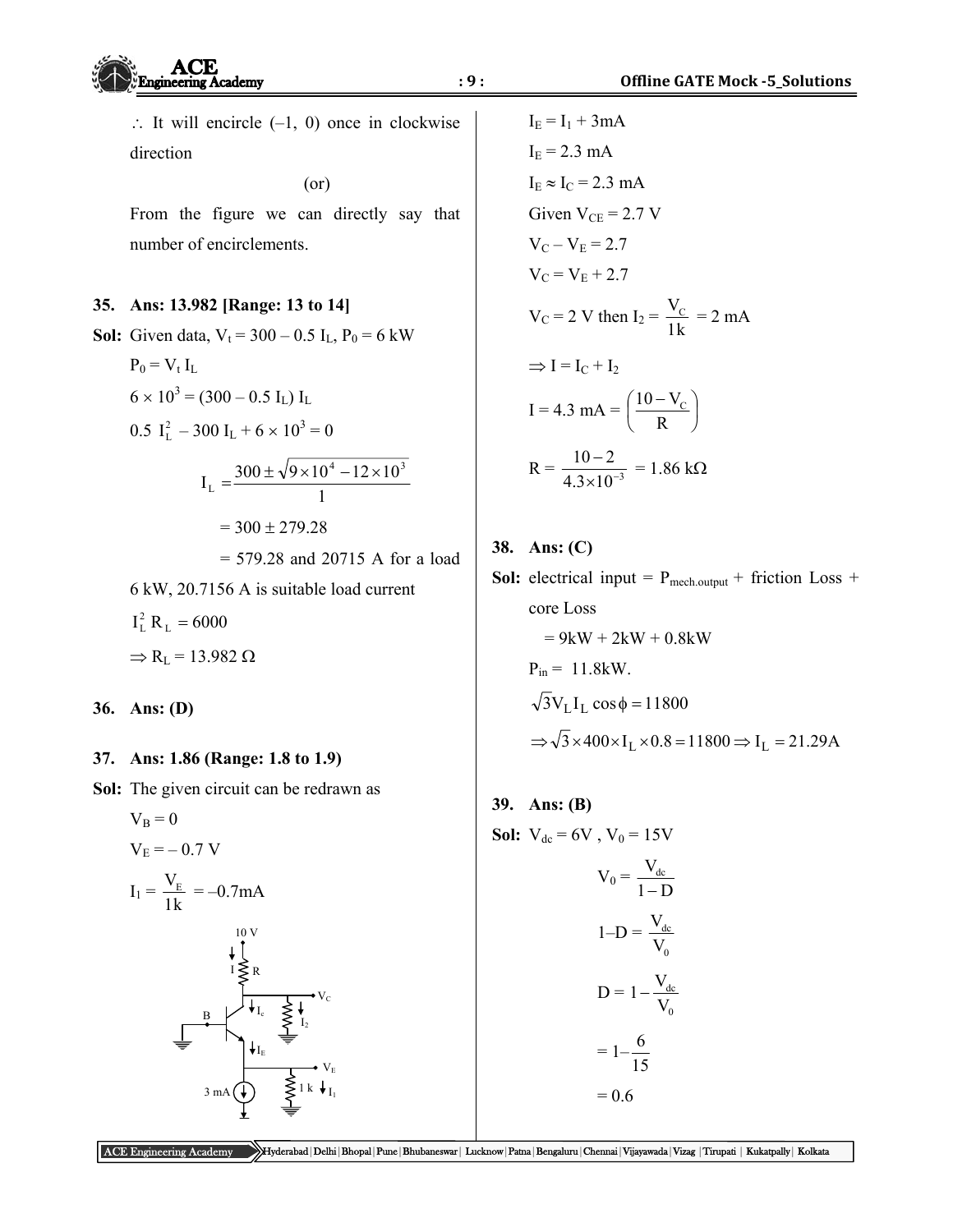$\therefore$ It will encircle (–1, 0) once in clockwise direction

(or)

From the figure we can directly say that number of encirclements.

**35. Ans: 13.982 [Range: 13 to 14]**

**Sol:** Given data, $V_t = 300 - 0.5\,I_L$, $P_0 = 6$ kW

$P_0 = V_t\,I_L$

$6 \times 10^3 = (300 - 0.5\,I_L)\,I_L$

$0.5\,I_L^2 - 300\,I_L + 6 \times 10^3 = 0$

$$I_L = \frac{300 \pm \sqrt{9\times10^4 - 12\times10^3}}{1}$$

$= 300 \pm 279.28$

$= 579.28$ and 20715 A for a load 6 kW, 20.7156 A is suitable load current

$I_L^2\,R_L = 6000$

$\Rightarrow R_L = 13.982\ \Omega$

**36. Ans: (D)**

**37. Ans: 1.86 (Range: 1.8 to 1.9)**

**Sol:** The given circuit can be redrawn as

$V_B = 0$

$V_E = -0.7$ V

$I_1 = \dfrac{V_E}{1k} = -0.7$mA

10 V
I
R
B
$I_c$
$I_2$
$V_C$
$I_E$
$V_E$
3 mA
1 k
$I_1$

$I_E = I_1 + 3$mA

$I_E = 2.3$ mA

$I_E \approx I_C = 2.3$ mA

Given $V_{CE} = 2.7$ V

$V_C - V_E = 2.7$

$V_C = V_E + 2.7$

$V_C = 2$ V then $I_2 = \dfrac{V_C}{1k} = 2$ mA

$\Rightarrow I = I_C + I_2$

$I = 4.3\text{ mA} = \left(\dfrac{10 - V_C}{R}\right)$

$R = \dfrac{10-2}{4.3\times10^{-3}} = 1.86\ \text{k}\Omega$

**38. Ans: (C)**

**Sol:** electrical input = $P_{mech.output}$ + friction Loss + core Loss

= 9kW + 2kW + 0.8kW

$P_{in}$ = 11.8kW.

$\sqrt{3}V_L I_L \cos\phi = 11800$

$\Rightarrow \sqrt{3}\times400\times I_L\times0.8 = 11800 \Rightarrow I_L = 21.29\text{A}$

**39. Ans: (B)**

**Sol:** $V_{dc} = 6$V , $V_0 = 15$V

$$V_0 = \frac{V_{dc}}{1-D}$$

$$1-D = \frac{V_{dc}}{V_0}$$

$$D = 1 - \frac{V_{dc}}{V_0}$$

$$= 1 - \frac{6}{15}$$

$$= 0.6$$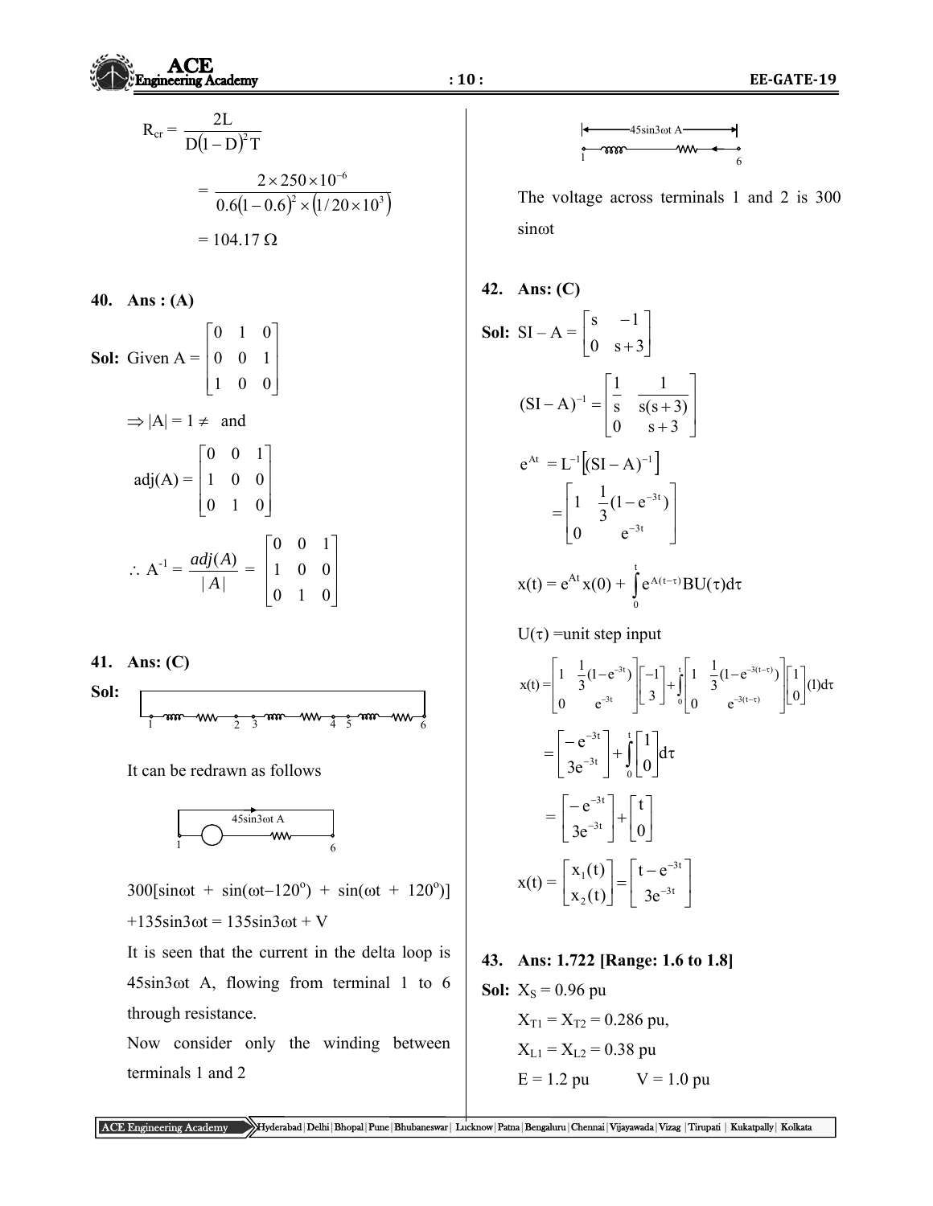$$R_{cr} = \frac{2L}{D(1-D)^2 T}$$

$$= \frac{2 \times 250 \times 10^{-6}}{0.6(1-0.6)^2 \times (1/20 \times 10^3)}$$

$$= 104.17\ \Omega$$

**40. Ans : (A)**

**Sol:** Given $A = \begin{bmatrix} 0 & 1 & 0 \\ 0 & 0 & 1 \\ 1 & 0 & 0 \end{bmatrix}$

$\Rightarrow |A| = 1 \neq$ and

$$\text{adj}(A) = \begin{bmatrix} 0 & 0 & 1 \\ 1 & 0 & 0 \\ 0 & 1 & 0 \end{bmatrix}$$

$$\therefore A^{-1} = \frac{adj(A)}{|A|} = \begin{bmatrix} 0 & 0 & 1 \\ 1 & 0 & 0 \\ 0 & 1 & 0 \end{bmatrix}$$

**41. Ans: (C)**

**Sol:**

1 2 3 4 5 6

It can be redrawn as follows

45sin3ωt A

1 6

$300[\sin\omega t + \sin(\omega t - 120^o) + \sin(\omega t + 120^o)] + 135\sin 3\omega t = 135\sin 3\omega t + V$

It is seen that the current in the delta loop is $45\sin 3\omega t$ A, flowing from terminal 1 to 6 through resistance.

Now consider only the winding between terminals 1 and 2

45sin3ωt A

1 6

The voltage across terminals 1 and 2 is $300\sin\omega t$

**42. Ans: (C)**

**Sol:** $SI - A = \begin{bmatrix} s & -1 \\ 0 & s+3 \end{bmatrix}$

$$(SI - A)^{-1} = \begin{bmatrix} \frac{1}{s} & \frac{1}{s(s+3)} \\ 0 & s+3 \end{bmatrix}$$

$$e^{At} = L^{-1}\left[(SI - A)^{-1}\right]$$

$$= \begin{bmatrix} 1 & \frac{1}{3}(1 - e^{-3t}) \\ 0 & e^{-3t} \end{bmatrix}$$

$$x(t) = e^{At}x(0) + \int_0^t e^{A(t-\tau)} BU(\tau)d\tau$$

$U(\tau)$ = unit step input

$$x(t) = \begin{bmatrix} 1 & \frac{1}{3}(1-e^{-3t}) \\ 0 & e^{-3t} \end{bmatrix}\begin{bmatrix} -1 \\ 3 \end{bmatrix} + \int_0^t \begin{bmatrix} 1 & \frac{1}{3}(1-e^{-3(t-\tau)}) \\ 0 & e^{-3(t-\tau)} \end{bmatrix}\begin{bmatrix} 1 \\ 0 \end{bmatrix}(1)d\tau$$

$$= \begin{bmatrix} -e^{-3t} \\ 3e^{-3t} \end{bmatrix} + \int_0^t \begin{bmatrix} 1 \\ 0 \end{bmatrix} d\tau$$

$$= \begin{bmatrix} -e^{-3t} \\ 3e^{-3t} \end{bmatrix} + \begin{bmatrix} t \\ 0 \end{bmatrix}$$

$$x(t) = \begin{bmatrix} x_1(t) \\ x_2(t) \end{bmatrix} = \begin{bmatrix} t - e^{-3t} \\ 3e^{-3t} \end{bmatrix}$$

**43. Ans: 1.722 [Range: 1.6 to 1.8]**

**Sol:** $X_S = 0.96$ pu

$X_{T1} = X_{T2} = 0.286$ pu,

$X_{L1} = X_{L2} = 0.38$ pu

$E = 1.2$ pu $\quad$ $V = 1.0$ pu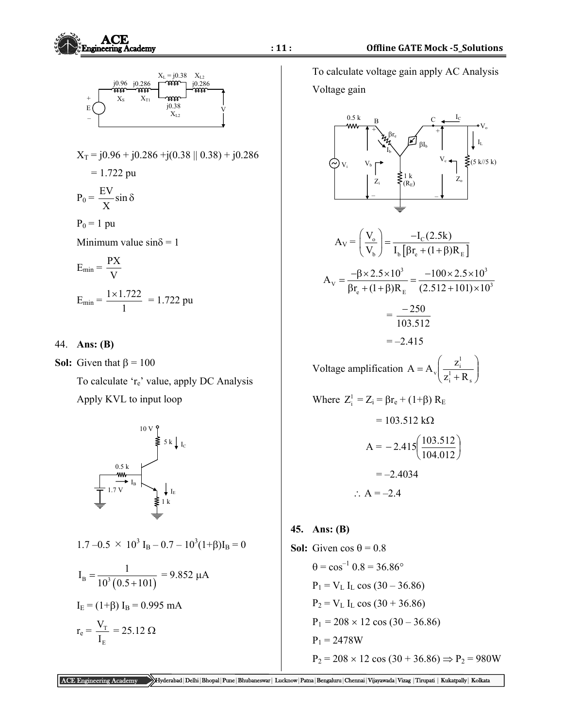$X_T = j0.96 + j0.286 + j(0.38 \parallel 0.38) + j0.286$

$= 1.722$ pu

$$P_0 = \frac{EV}{X}\sin\delta$$

$P_0 = 1$ pu

Minimum value $\sin\delta = 1$

$$E_{min} = \frac{PX}{V}$$

$$E_{min} = \frac{1 \times 1.722}{1} = 1.722 \text{ pu}$$

44. **Ans: (B)**

**Sol:** Given that $\beta = 100$

To calculate '$r_e$' value, apply DC Analysis

Apply KVL to input loop

$1.7 - 0.5 \times 10^3 I_B - 0.7 - 10^3(1+\beta)I_B = 0$

$$I_B = \frac{1}{10^3(0.5+101)} = 9.852\ \mu A$$

$I_E = (1+\beta) I_B = 0.995$ mA

$$r_e = \frac{V_T}{I_E} = 25.12\ \Omega$$

To calculate voltage gain apply AC Analysis

Voltage gain

$$A_V = \left(\frac{V_o}{V_b}\right) = \frac{-I_C(2.5k)}{I_b[\beta r_e + (1+\beta)R_E]}$$

$$A_V = \frac{-\beta \times 2.5 \times 10^3}{\beta r_e + (1+\beta)R_E} = \frac{-100 \times 2.5 \times 10^3}{(2.512+101)\times 10^3}$$

$$= \frac{-250}{103.512}$$

$= -2.415$

Voltage amplification $A = A_v\left(\dfrac{z_i^1}{z_i^1 + R_s}\right)$

Where $Z_i^1 = Z_i = \beta r_e + (1+\beta) R_E$

$= 103.512$ k$\Omega$

$$A = -2.415\left(\frac{103.512}{104.012}\right)$$

$= -2.4034$

$\therefore A = -2.4$

45. **Ans: (B)**

**Sol:** Given $\cos\theta = 0.8$

$\theta = \cos^{-1} 0.8 = 36.86°$

$P_1 = V_L I_L \cos(30 - 36.86)$

$P_2 = V_L I_L \cos(30 + 36.86)$

$P_1 = 208 \times 12 \cos(30 - 36.86)$

$P_1 = 2478$W

$P_2 = 208 \times 12 \cos(30 + 36.86) \Rightarrow P_2 = 980$W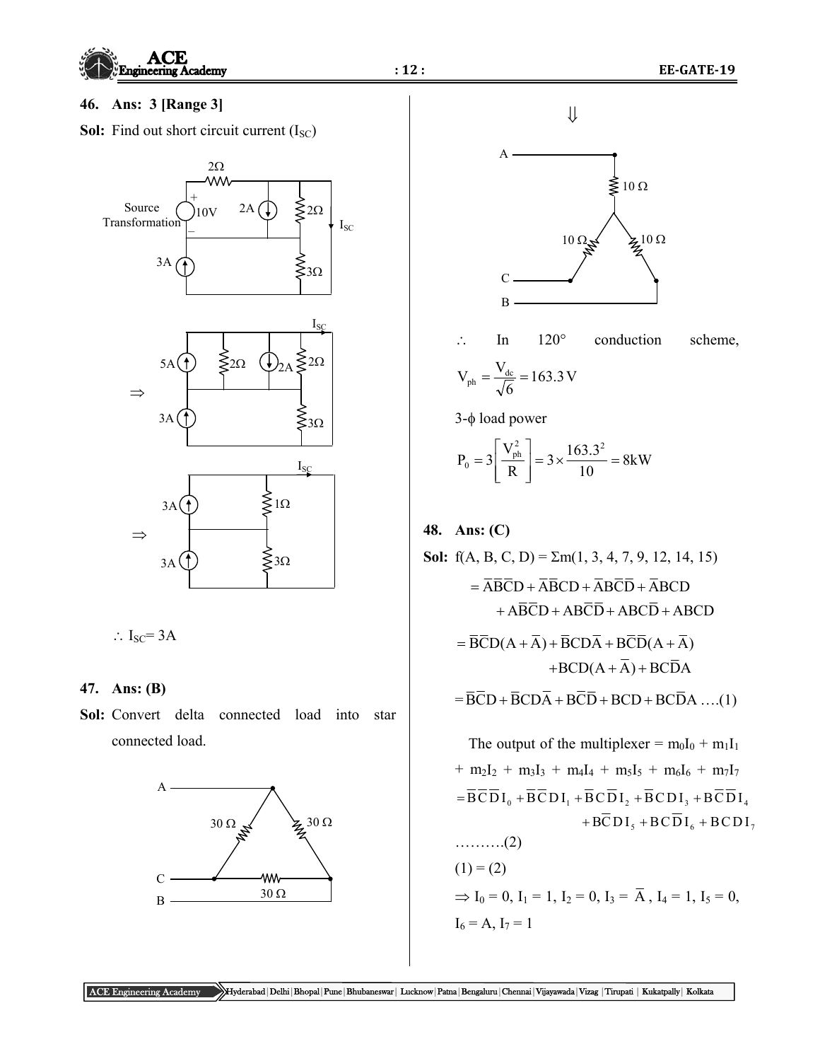**46. Ans: 3 [Range 3]**

**Sol:** Find out short circuit current ($I_{SC}$)

$\therefore$ $I_{SC}$= 3A

**47. Ans: (B)**

**Sol:** Convert delta connected load into star connected load.

$\therefore$ In 120° conduction scheme,

$$V_{ph} = \frac{V_{dc}}{\sqrt{6}} = 163.3\,\text{V}$$

3-ϕ load power

$$P_0 = 3\left[\frac{V_{ph}^2}{R}\right] = 3\times\frac{163.3^2}{10} = 8\text{kW}$$

**48. Ans: (C)**

**Sol:** f(A, B, C, D) = Σm(1, 3, 4, 7, 9, 12, 14, 15)

$$= \overline{A}\overline{B}\overline{C}D + \overline{A}\overline{B}CD + \overline{A}B\overline{C}\overline{D} + \overline{A}BCD + A\overline{B}\overline{C}D + AB\overline{C}\overline{D} + ABC\overline{D} + ABCD$$

$$= \overline{B}\overline{C}D(A+\overline{A}) + \overline{B}CD\overline{A} + B\overline{C}\overline{D}(A+\overline{A}) + BCD(A+\overline{A}) + BC\overline{D}A$$

$$= \overline{B}\overline{C}D + \overline{B}CD\overline{A} + B\overline{C}\overline{D} + BCD + BC\overline{D}A \quad \ldots(1)$$

The output of the multiplexer = $m_0I_0 + m_1I_1 + m_2I_2 + m_3I_3 + m_4I_4 + m_5I_5 + m_6I_6 + m_7I_7$

$$= \overline{B}\overline{C}\overline{D}I_0 + \overline{B}\overline{C}DI_1 + \overline{B}C\overline{D}I_2 + \overline{B}CDI_3 + B\overline{C}\overline{D}I_4 + B\overline{C}DI_5 + BC\overline{D}I_6 + BCDI_7$$

……….(2)

(1) = (2)

$\Rightarrow I_0 = 0,\ I_1 = 1,\ I_2 = 0,\ I_3 = \overline{A},\ I_4 = 1,\ I_5 = 0,\ I_6 = A,\ I_7 = 1$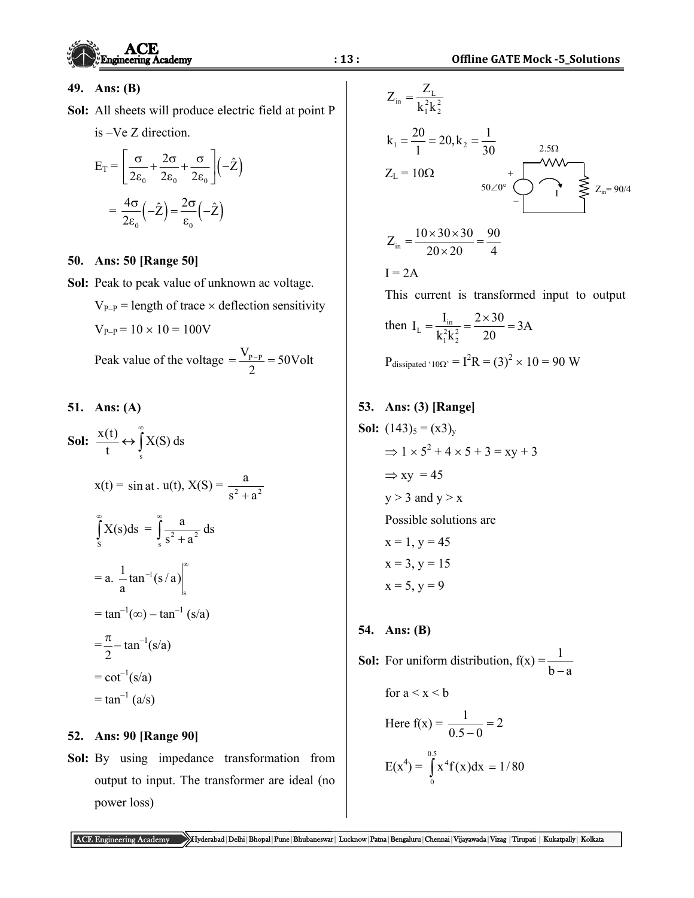**49. Ans: (B)**

**Sol:** All sheets will produce electric field at point P is –Ve Z direction.

$$E_T = \left[\frac{\sigma}{2\varepsilon_0} + \frac{2\sigma}{2\varepsilon_0} + \frac{\sigma}{2\varepsilon_0}\right](-\hat{Z})$$

$$= \frac{4\sigma}{2\varepsilon_0}(-\hat{Z}) = \frac{2\sigma}{\varepsilon_0}(-\hat{Z})$$

**50. Ans: 50 [Range 50]**

**Sol:** Peak to peak value of unknown ac voltage.

$V_{P-P}$ = length of trace × deflection sensitivity

$V_{P-P} = 10 \times 10 = 100V$

Peak value of the voltage $= \frac{V_{P-P}}{2} = 50\text{Volt}$

**51. Ans: (A)**

**Sol:** $\frac{x(t)}{t} \leftrightarrow \int_s^{\infty} X(S)\,ds$

$x(t) = \sin at \,.\, u(t)$, $X(S) = \frac{a}{s^2 + a^2}$

$$\int_S^{\infty} X(s)ds = \int_s^{\infty} \frac{a}{s^2 + a^2}\,ds$$

$$= a.\ \frac{1}{a}\tan^{-1}(s/a)\Big|_s^{\infty}$$

$= \tan^{-1}(\infty) - \tan^{-1}(s/a)$

$= \frac{\pi}{2} - \tan^{-1}(s/a)$

$= \cot^{-1}(s/a)$

$= \tan^{-1}(a/s)$

**52. Ans: 90 [Range 90]**

**Sol:** By using impedance transformation from output to input. The transformer are ideal (no power loss)

$$Z_{in} = \frac{Z_L}{k_1^2 k_2^2}$$

$k_1 = \frac{20}{1} = 20, k_2 = \frac{1}{30}$

$Z_L = 10\Omega$

(Circuit: $50\angle 0°$ source, $2.5\Omega$ series resistor, current I, $Z_{in} = 90/4$)

$$Z_{in} = \frac{10 \times 30 \times 30}{20 \times 20} = \frac{90}{4}$$

$I = 2A$

This current is transformed input to output

then $I_L = \frac{I_{in}}{k_1^2 k_2^2} = \frac{2 \times 30}{20} = 3A$

$P_{\text{dissipated '}10\Omega\text{'}} = I^2R = (3)^2 \times 10 = 90$ W

**53. Ans: (3) [Range]**

**Sol:** $(143)_5 = (x3)_y$

$\Rightarrow 1 \times 5^2 + 4 \times 5 + 3 = xy + 3$

$\Rightarrow xy = 45$

$y > 3$ and $y > x$

Possible solutions are

$x = 1, y = 45$

$x = 3, y = 15$

$x = 5, y = 9$

**54. Ans: (B)**

**Sol:** For uniform distribution, $f(x) = \frac{1}{b - a}$

for $a < x < b$

Here $f(x) = \frac{1}{0.5 - 0} = 2$

$$E(x^4) = \int_0^{0.5} x^4 f(x)dx = 1/80$$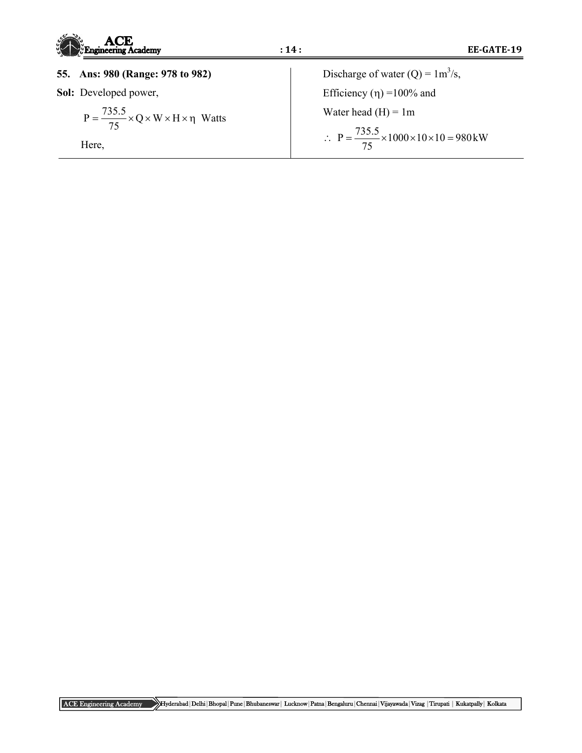**55. Ans: 980 (Range: 978 to 982)**

**Sol:** Developed power,

$$P = \frac{735.5}{75} \times Q \times W \times H \times \eta \text{ Watts}$$

Here,

Discharge of water (Q) = $1\text{m}^3/\text{s}$,

Efficiency ($\eta$) =100% and

Water head (H) = 1m

$$\therefore \; P = \frac{735.5}{75} \times 1000 \times 10 \times 10 = 980\,\text{kW}$$